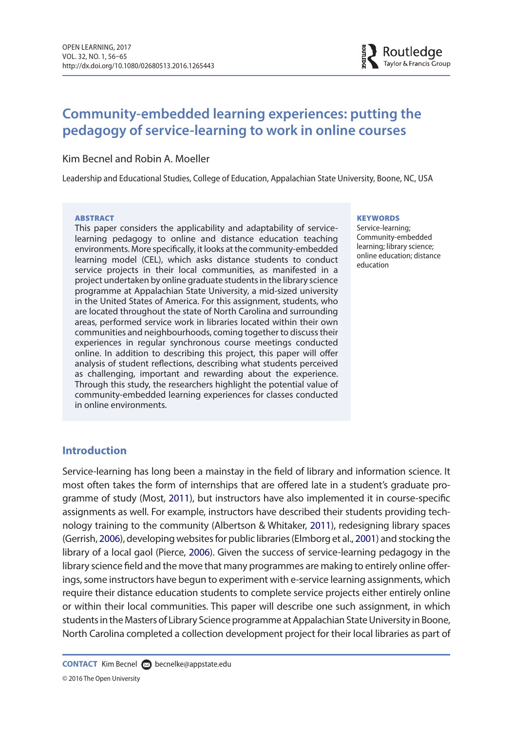# Community-embedded learning experiences: putting the pedagogy of service-learning to work in online courses

Kim Becnel and Robin A. Moeller

Leadership and Educational Studies, College of Education, Appalachian State University, Boone, NC, USA

**ABSTRACT**

This paper considers the applicability and adaptability of service-learning pedagogy to online and distance education teaching environments. More specifically, it looks at the community-embedded learning model (CEL), which asks distance students to conduct service projects in their local communities, as manifested in a project undertaken by online graduate students in the library science programme at Appalachian State University, a mid-sized university in the United States of America. For this assignment, students, who are located throughout the state of North Carolina and surrounding areas, performed service work in libraries located within their own communities and neighbourhoods, coming together to discuss their experiences in regular synchronous course meetings conducted online. In addition to describing this project, this paper will offer analysis of student reflections, describing what students perceived as challenging, important and rewarding about the experience. Through this study, the researchers highlight the potential value of community-embedded learning experiences for classes conducted in online environments.

**KEYWORDS**

Service-learning; Community-embedded learning; library science; online education; distance education

## Introduction

Service-learning has long been a mainstay in the field of library and information science. It most often takes the form of internships that are offered late in a student's graduate programme of study (Most, 2011), but instructors have also implemented it in course-specific assignments as well. For example, instructors have described their students providing technology training to the community (Albertson & Whitaker, 2011), redesigning library spaces (Gerrish, 2006), developing websites for public libraries (Elmborg et al., 2001) and stocking the library of a local gaol (Pierce, 2006). Given the success of service-learning pedagogy in the library science field and the move that many programmes are making to entirely online offerings, some instructors have begun to experiment with e-service learning assignments, which require their distance education students to complete service projects either entirely online or within their local communities. This paper will describe one such assignment, in which students in the Masters of Library Science programme at Appalachian State University in Boone, North Carolina completed a collection development project for their local libraries as part of

**CONTACT** Kim Becnel becnelke@appstate.edu

© 2016 The Open University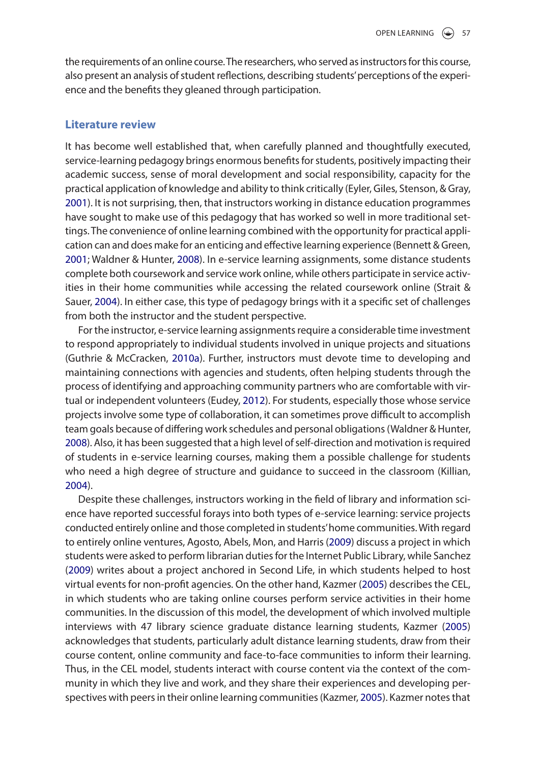the requirements of an online course. The researchers, who served as instructors for this course, also present an analysis of student reflections, describing students' perceptions of the experience and the benefits they gleaned through participation.

## Literature review

It has become well established that, when carefully planned and thoughtfully executed, service-learning pedagogy brings enormous benefits for students, positively impacting their academic success, sense of moral development and social responsibility, capacity for the practical application of knowledge and ability to think critically (Eyler, Giles, Stenson, & Gray, 2001). It is not surprising, then, that instructors working in distance education programmes have sought to make use of this pedagogy that has worked so well in more traditional settings. The convenience of online learning combined with the opportunity for practical application can and does make for an enticing and effective learning experience (Bennett & Green, 2001; Waldner & Hunter, 2008). In e-service learning assignments, some distance students complete both coursework and service work online, while others participate in service activities in their home communities while accessing the related coursework online (Strait & Sauer, 2004). In either case, this type of pedagogy brings with it a specific set of challenges from both the instructor and the student perspective.

For the instructor, e-service learning assignments require a considerable time investment to respond appropriately to individual students involved in unique projects and situations (Guthrie & McCracken, 2010a). Further, instructors must devote time to developing and maintaining connections with agencies and students, often helping students through the process of identifying and approaching community partners who are comfortable with virtual or independent volunteers (Eudey, 2012). For students, especially those whose service projects involve some type of collaboration, it can sometimes prove difficult to accomplish team goals because of differing work schedules and personal obligations (Waldner & Hunter, 2008). Also, it has been suggested that a high level of self-direction and motivation is required of students in e-service learning courses, making them a possible challenge for students who need a high degree of structure and guidance to succeed in the classroom (Killian, 2004).

Despite these challenges, instructors working in the field of library and information science have reported successful forays into both types of e-service learning: service projects conducted entirely online and those completed in students' home communities. With regard to entirely online ventures, Agosto, Abels, Mon, and Harris (2009) discuss a project in which students were asked to perform librarian duties for the Internet Public Library, while Sanchez (2009) writes about a project anchored in Second Life, in which students helped to host virtual events for non-profit agencies. On the other hand, Kazmer (2005) describes the CEL, in which students who are taking online courses perform service activities in their home communities. In the discussion of this model, the development of which involved multiple interviews with 47 library science graduate distance learning students, Kazmer (2005) acknowledges that students, particularly adult distance learning students, draw from their course content, online community and face-to-face communities to inform their learning. Thus, in the CEL model, students interact with course content via the context of the community in which they live and work, and they share their experiences and developing perspectives with peers in their online learning communities (Kazmer, 2005). Kazmer notes that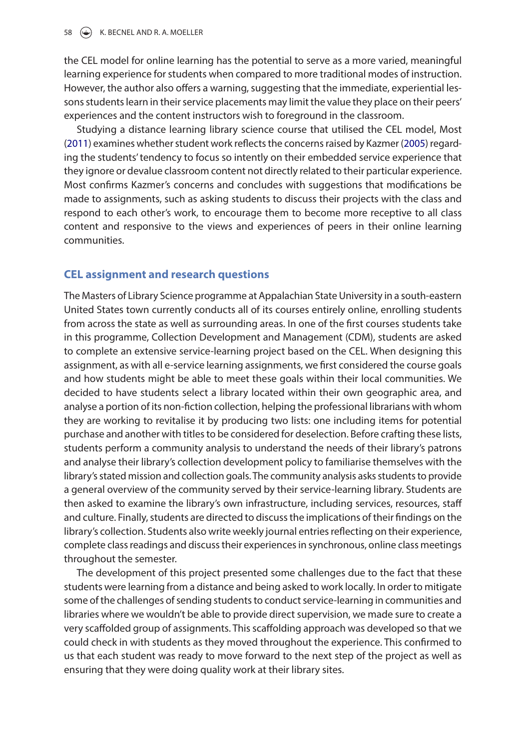the CEL model for online learning has the potential to serve as a more varied, meaningful learning experience for students when compared to more traditional modes of instruction. However, the author also offers a warning, suggesting that the immediate, experiential lessons students learn in their service placements may limit the value they place on their peers' experiences and the content instructors wish to foreground in the classroom.

Studying a distance learning library science course that utilised the CEL model, Most (2011) examines whether student work reflects the concerns raised by Kazmer (2005) regarding the students' tendency to focus so intently on their embedded service experience that they ignore or devalue classroom content not directly related to their particular experience. Most confirms Kazmer's concerns and concludes with suggestions that modifications be made to assignments, such as asking students to discuss their projects with the class and respond to each other's work, to encourage them to become more receptive to all class content and responsive to the views and experiences of peers in their online learning communities.

## CEL assignment and research questions

The Masters of Library Science programme at Appalachian State University in a south-eastern United States town currently conducts all of its courses entirely online, enrolling students from across the state as well as surrounding areas. In one of the first courses students take in this programme, Collection Development and Management (CDM), students are asked to complete an extensive service-learning project based on the CEL. When designing this assignment, as with all e-service learning assignments, we first considered the course goals and how students might be able to meet these goals within their local communities. We decided to have students select a library located within their own geographic area, and analyse a portion of its non-fiction collection, helping the professional librarians with whom they are working to revitalise it by producing two lists: one including items for potential purchase and another with titles to be considered for deselection. Before crafting these lists, students perform a community analysis to understand the needs of their library's patrons and analyse their library's collection development policy to familiarise themselves with the library's stated mission and collection goals. The community analysis asks students to provide a general overview of the community served by their service-learning library. Students are then asked to examine the library's own infrastructure, including services, resources, staff and culture. Finally, students are directed to discuss the implications of their findings on the library's collection. Students also write weekly journal entries reflecting on their experience, complete class readings and discuss their experiences in synchronous, online class meetings throughout the semester.

The development of this project presented some challenges due to the fact that these students were learning from a distance and being asked to work locally. In order to mitigate some of the challenges of sending students to conduct service-learning in communities and libraries where we wouldn't be able to provide direct supervision, we made sure to create a very scaffolded group of assignments. This scaffolding approach was developed so that we could check in with students as they moved throughout the experience. This confirmed to us that each student was ready to move forward to the next step of the project as well as ensuring that they were doing quality work at their library sites.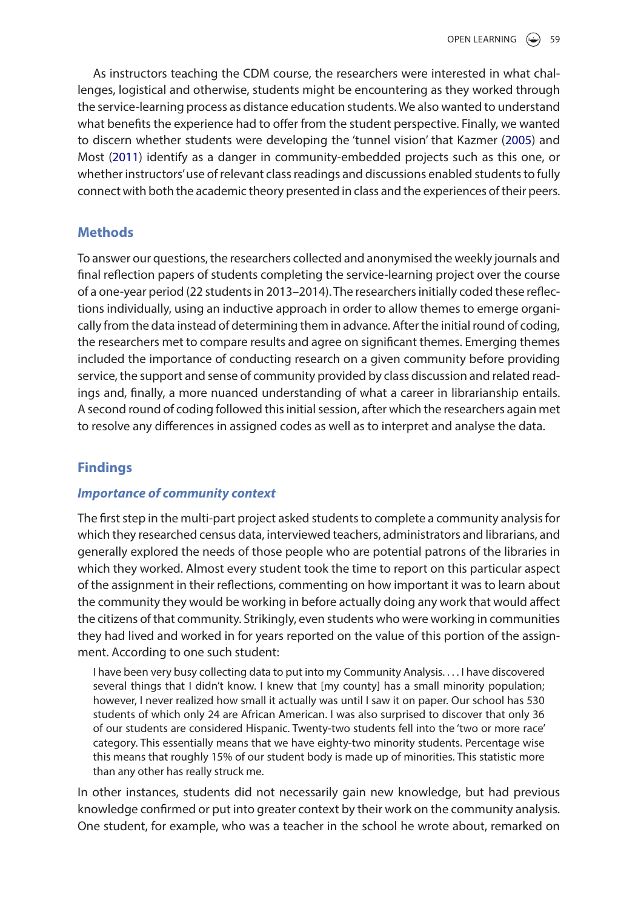As instructors teaching the CDM course, the researchers were interested in what challenges, logistical and otherwise, students might be encountering as they worked through the service-learning process as distance education students. We also wanted to understand what benefits the experience had to offer from the student perspective. Finally, we wanted to discern whether students were developing the 'tunnel vision' that Kazmer (2005) and Most (2011) identify as a danger in community-embedded projects such as this one, or whether instructors' use of relevant class readings and discussions enabled students to fully connect with both the academic theory presented in class and the experiences of their peers.

## Methods

To answer our questions, the researchers collected and anonymised the weekly journals and final reflection papers of students completing the service-learning project over the course of a one-year period (22 students in 2013–2014). The researchers initially coded these reflections individually, using an inductive approach in order to allow themes to emerge organically from the data instead of determining them in advance. After the initial round of coding, the researchers met to compare results and agree on significant themes. Emerging themes included the importance of conducting research on a given community before providing service, the support and sense of community provided by class discussion and related readings and, finally, a more nuanced understanding of what a career in librarianship entails. A second round of coding followed this initial session, after which the researchers again met to resolve any differences in assigned codes as well as to interpret and analyse the data.

## Findings

### *Importance of community context*

The first step in the multi-part project asked students to complete a community analysis for which they researched census data, interviewed teachers, administrators and librarians, and generally explored the needs of those people who are potential patrons of the libraries in which they worked. Almost every student took the time to report on this particular aspect of the assignment in their reflections, commenting on how important it was to learn about the community they would be working in before actually doing any work that would affect the citizens of that community. Strikingly, even students who were working in communities they had lived and worked in for years reported on the value of this portion of the assignment. According to one such student:

> I have been very busy collecting data to put into my Community Analysis. . . . I have discovered several things that I didn't know. I knew that [my county] has a small minority population; however, I never realized how small it actually was until I saw it on paper. Our school has 530 students of which only 24 are African American. I was also surprised to discover that only 36 of our students are considered Hispanic. Twenty-two students fell into the 'two or more race' category. This essentially means that we have eighty-two minority students. Percentage wise this means that roughly 15% of our student body is made up of minorities. This statistic more than any other has really struck me.

In other instances, students did not necessarily gain new knowledge, but had previous knowledge confirmed or put into greater context by their work on the community analysis. One student, for example, who was a teacher in the school he wrote about, remarked on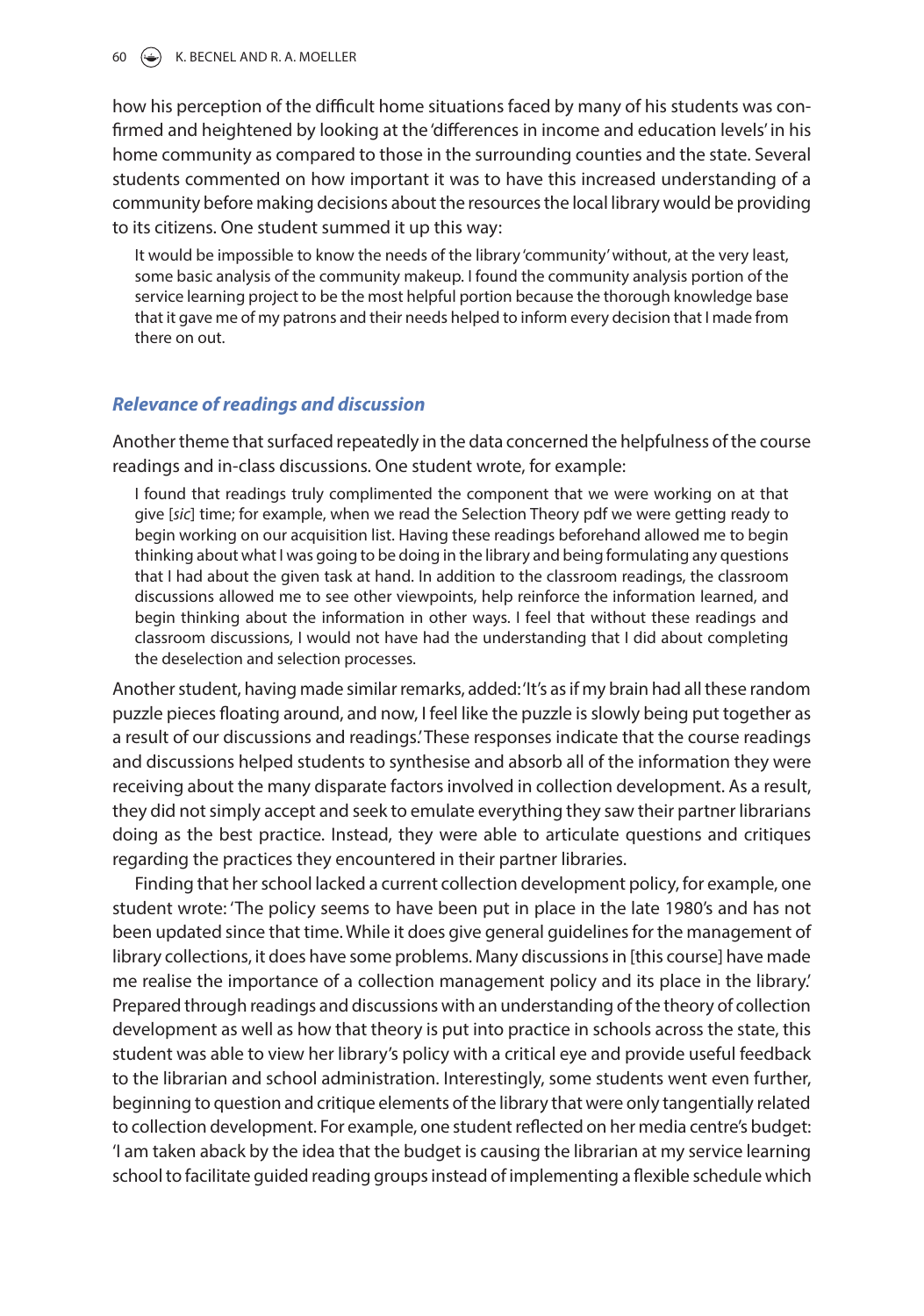how his perception of the difficult home situations faced by many of his students was confirmed and heightened by looking at the 'differences in income and education levels' in his home community as compared to those in the surrounding counties and the state. Several students commented on how important it was to have this increased understanding of a community before making decisions about the resources the local library would be providing to its citizens. One student summed it up this way:

> It would be impossible to know the needs of the library 'community' without, at the very least, some basic analysis of the community makeup. I found the community analysis portion of the service learning project to be the most helpful portion because the thorough knowledge base that it gave me of my patrons and their needs helped to inform every decision that I made from there on out.

### *Relevance of readings and discussion*

Another theme that surfaced repeatedly in the data concerned the helpfulness of the course readings and in-class discussions. One student wrote, for example:

> I found that readings truly complimented the component that we were working on at that give [*sic*] time; for example, when we read the Selection Theory pdf we were getting ready to begin working on our acquisition list. Having these readings beforehand allowed me to begin thinking about what I was going to be doing in the library and being formulating any questions that I had about the given task at hand. In addition to the classroom readings, the classroom discussions allowed me to see other viewpoints, help reinforce the information learned, and begin thinking about the information in other ways. I feel that without these readings and classroom discussions, I would not have had the understanding that I did about completing the deselection and selection processes.

Another student, having made similar remarks, added: 'It's as if my brain had all these random puzzle pieces floating around, and now, I feel like the puzzle is slowly being put together as a result of our discussions and readings.' These responses indicate that the course readings and discussions helped students to synthesise and absorb all of the information they were receiving about the many disparate factors involved in collection development. As a result, they did not simply accept and seek to emulate everything they saw their partner librarians doing as the best practice. Instead, they were able to articulate questions and critiques regarding the practices they encountered in their partner libraries.

Finding that her school lacked a current collection development policy, for example, one student wrote: 'The policy seems to have been put in place in the late 1980's and has not been updated since that time. While it does give general guidelines for the management of library collections, it does have some problems. Many discussions in [this course] have made me realise the importance of a collection management policy and its place in the library.' Prepared through readings and discussions with an understanding of the theory of collection development as well as how that theory is put into practice in schools across the state, this student was able to view her library's policy with a critical eye and provide useful feedback to the librarian and school administration. Interestingly, some students went even further, beginning to question and critique elements of the library that were only tangentially related to collection development. For example, one student reflected on her media centre's budget: 'I am taken aback by the idea that the budget is causing the librarian at my service learning school to facilitate guided reading groups instead of implementing a flexible schedule which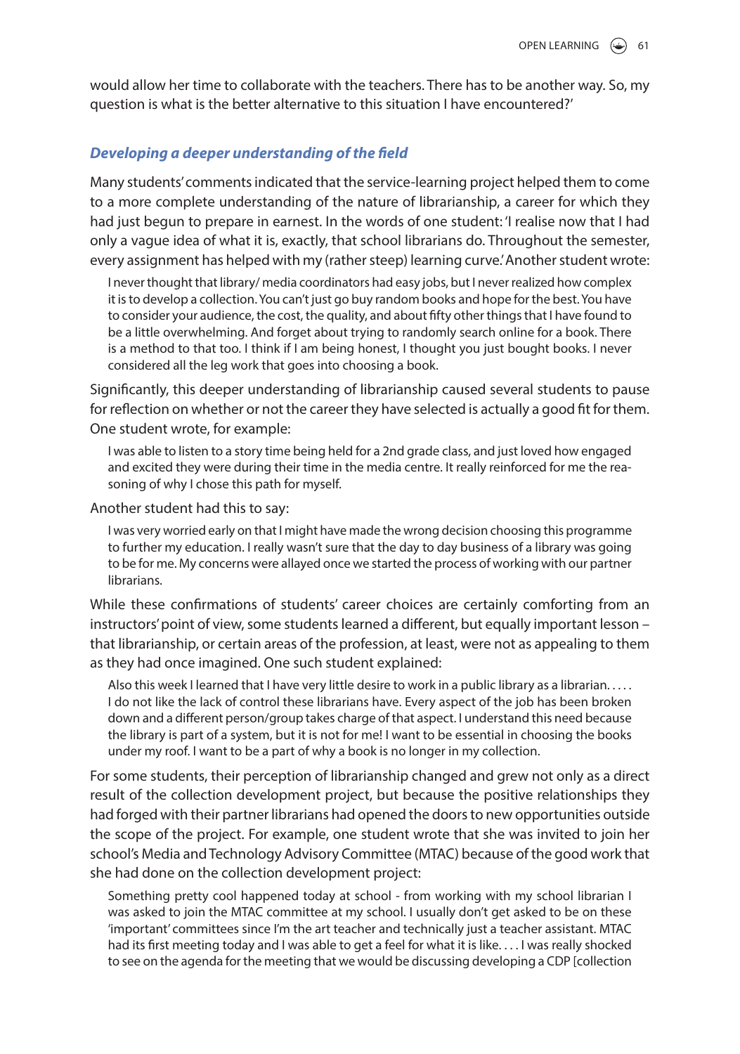would allow her time to collaborate with the teachers. There has to be another way. So, my question is what is the better alternative to this situation I have encountered?'

### *Developing a deeper understanding of the field*

Many students' comments indicated that the service-learning project helped them to come to a more complete understanding of the nature of librarianship, a career for which they had just begun to prepare in earnest. In the words of one student: 'I realise now that I had only a vague idea of what it is, exactly, that school librarians do. Throughout the semester, every assignment has helped with my (rather steep) learning curve.' Another student wrote:

> I never thought that library/ media coordinators had easy jobs, but I never realized how complex it is to develop a collection. You can't just go buy random books and hope for the best. You have to consider your audience, the cost, the quality, and about fifty other things that I have found to be a little overwhelming. And forget about trying to randomly search online for a book. There is a method to that too. I think if I am being honest, I thought you just bought books. I never considered all the leg work that goes into choosing a book.

Significantly, this deeper understanding of librarianship caused several students to pause for reflection on whether or not the career they have selected is actually a good fit for them. One student wrote, for example:

> I was able to listen to a story time being held for a 2nd grade class, and just loved how engaged and excited they were during their time in the media centre. It really reinforced for me the reasoning of why I chose this path for myself.

Another student had this to say:

> I was very worried early on that I might have made the wrong decision choosing this programme to further my education. I really wasn't sure that the day to day business of a library was going to be for me. My concerns were allayed once we started the process of working with our partner librarians.

While these confirmations of students' career choices are certainly comforting from an instructors' point of view, some students learned a different, but equally important lesson – that librarianship, or certain areas of the profession, at least, were not as appealing to them as they had once imagined. One such student explained:

> Also this week I learned that I have very little desire to work in a public library as a librarian. . . . . I do not like the lack of control these librarians have. Every aspect of the job has been broken down and a different person/group takes charge of that aspect. I understand this need because the library is part of a system, but it is not for me! I want to be essential in choosing the books under my roof. I want to be a part of why a book is no longer in my collection.

For some students, their perception of librarianship changed and grew not only as a direct result of the collection development project, but because the positive relationships they had forged with their partner librarians had opened the doors to new opportunities outside the scope of the project. For example, one student wrote that she was invited to join her school's Media and Technology Advisory Committee (MTAC) because of the good work that she had done on the collection development project:

> Something pretty cool happened today at school - from working with my school librarian I was asked to join the MTAC committee at my school. I usually don't get asked to be on these 'important' committees since I'm the art teacher and technically just a teacher assistant. MTAC had its first meeting today and I was able to get a feel for what it is like. . . . I was really shocked to see on the agenda for the meeting that we would be discussing developing a CDP [collection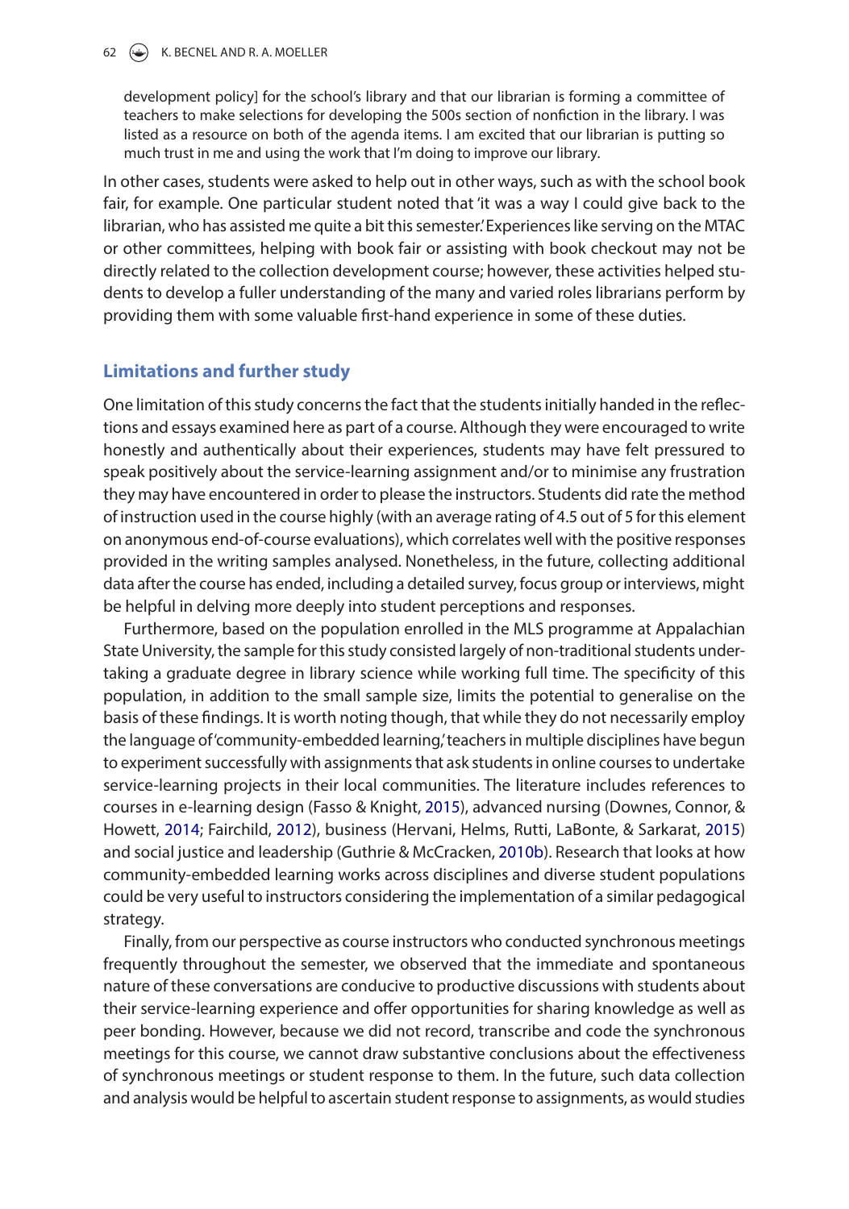> development policy] for the school's library and that our librarian is forming a committee of teachers to make selections for developing the 500s section of nonfiction in the library. I was listed as a resource on both of the agenda items. I am excited that our librarian is putting so much trust in me and using the work that I'm doing to improve our library.

In other cases, students were asked to help out in other ways, such as with the school book fair, for example. One particular student noted that 'it was a way I could give back to the librarian, who has assisted me quite a bit this semester.' Experiences like serving on the MTAC or other committees, helping with book fair or assisting with book checkout may not be directly related to the collection development course; however, these activities helped students to develop a fuller understanding of the many and varied roles librarians perform by providing them with some valuable first-hand experience in some of these duties.

## Limitations and further study

One limitation of this study concerns the fact that the students initially handed in the reflections and essays examined here as part of a course. Although they were encouraged to write honestly and authentically about their experiences, students may have felt pressured to speak positively about the service-learning assignment and/or to minimise any frustration they may have encountered in order to please the instructors. Students did rate the method of instruction used in the course highly (with an average rating of 4.5 out of 5 for this element on anonymous end-of-course evaluations), which correlates well with the positive responses provided in the writing samples analysed. Nonetheless, in the future, collecting additional data after the course has ended, including a detailed survey, focus group or interviews, might be helpful in delving more deeply into student perceptions and responses.

Furthermore, based on the population enrolled in the MLS programme at Appalachian State University, the sample for this study consisted largely of non-traditional students undertaking a graduate degree in library science while working full time. The specificity of this population, in addition to the small sample size, limits the potential to generalise on the basis of these findings. It is worth noting though, that while they do not necessarily employ the language of 'community-embedded learning,' teachers in multiple disciplines have begun to experiment successfully with assignments that ask students in online courses to undertake service-learning projects in their local communities. The literature includes references to courses in e-learning design (Fasso & Knight, 2015), advanced nursing (Downes, Connor, & Howett, 2014; Fairchild, 2012), business (Hervani, Helms, Rutti, LaBonte, & Sarkarat, 2015) and social justice and leadership (Guthrie & McCracken, 2010b). Research that looks at how community-embedded learning works across disciplines and diverse student populations could be very useful to instructors considering the implementation of a similar pedagogical strategy.

Finally, from our perspective as course instructors who conducted synchronous meetings frequently throughout the semester, we observed that the immediate and spontaneous nature of these conversations are conducive to productive discussions with students about their service-learning experience and offer opportunities for sharing knowledge as well as peer bonding. However, because we did not record, transcribe and code the synchronous meetings for this course, we cannot draw substantive conclusions about the effectiveness of synchronous meetings or student response to them. In the future, such data collection and analysis would be helpful to ascertain student response to assignments, as would studies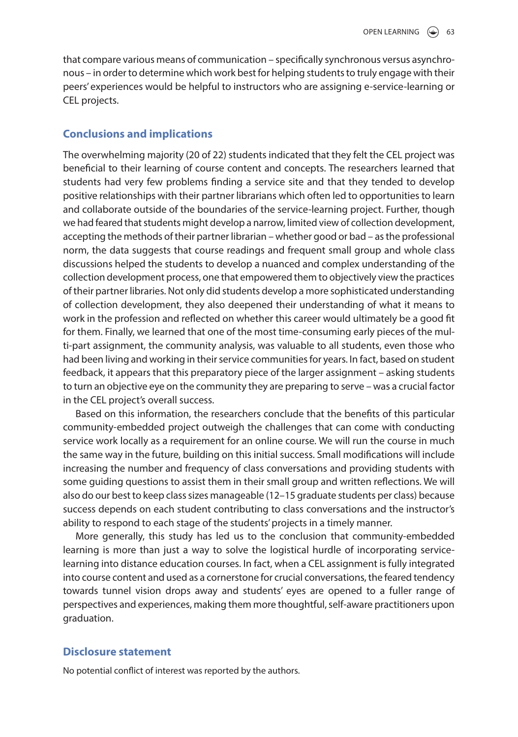that compare various means of communication – specifically synchronous versus asynchronous – in order to determine which work best for helping students to truly engage with their peers' experiences would be helpful to instructors who are assigning e-service-learning or CEL projects.

## Conclusions and implications

The overwhelming majority (20 of 22) students indicated that they felt the CEL project was beneficial to their learning of course content and concepts. The researchers learned that students had very few problems finding a service site and that they tended to develop positive relationships with their partner librarians which often led to opportunities to learn and collaborate outside of the boundaries of the service-learning project. Further, though we had feared that students might develop a narrow, limited view of collection development, accepting the methods of their partner librarian – whether good or bad – as the professional norm, the data suggests that course readings and frequent small group and whole class discussions helped the students to develop a nuanced and complex understanding of the collection development process, one that empowered them to objectively view the practices of their partner libraries. Not only did students develop a more sophisticated understanding of collection development, they also deepened their understanding of what it means to work in the profession and reflected on whether this career would ultimately be a good fit for them. Finally, we learned that one of the most time-consuming early pieces of the multi-part assignment, the community analysis, was valuable to all students, even those who had been living and working in their service communities for years. In fact, based on student feedback, it appears that this preparatory piece of the larger assignment – asking students to turn an objective eye on the community they are preparing to serve – was a crucial factor in the CEL project's overall success.

Based on this information, the researchers conclude that the benefits of this particular community-embedded project outweigh the challenges that can come with conducting service work locally as a requirement for an online course. We will run the course in much the same way in the future, building on this initial success. Small modifications will include increasing the number and frequency of class conversations and providing students with some guiding questions to assist them in their small group and written reflections. We will also do our best to keep class sizes manageable (12–15 graduate students per class) because success depends on each student contributing to class conversations and the instructor's ability to respond to each stage of the students' projects in a timely manner.

More generally, this study has led us to the conclusion that community-embedded learning is more than just a way to solve the logistical hurdle of incorporating service-learning into distance education courses. In fact, when a CEL assignment is fully integrated into course content and used as a cornerstone for crucial conversations, the feared tendency towards tunnel vision drops away and students' eyes are opened to a fuller range of perspectives and experiences, making them more thoughtful, self-aware practitioners upon graduation.

## Disclosure statement

No potential conflict of interest was reported by the authors.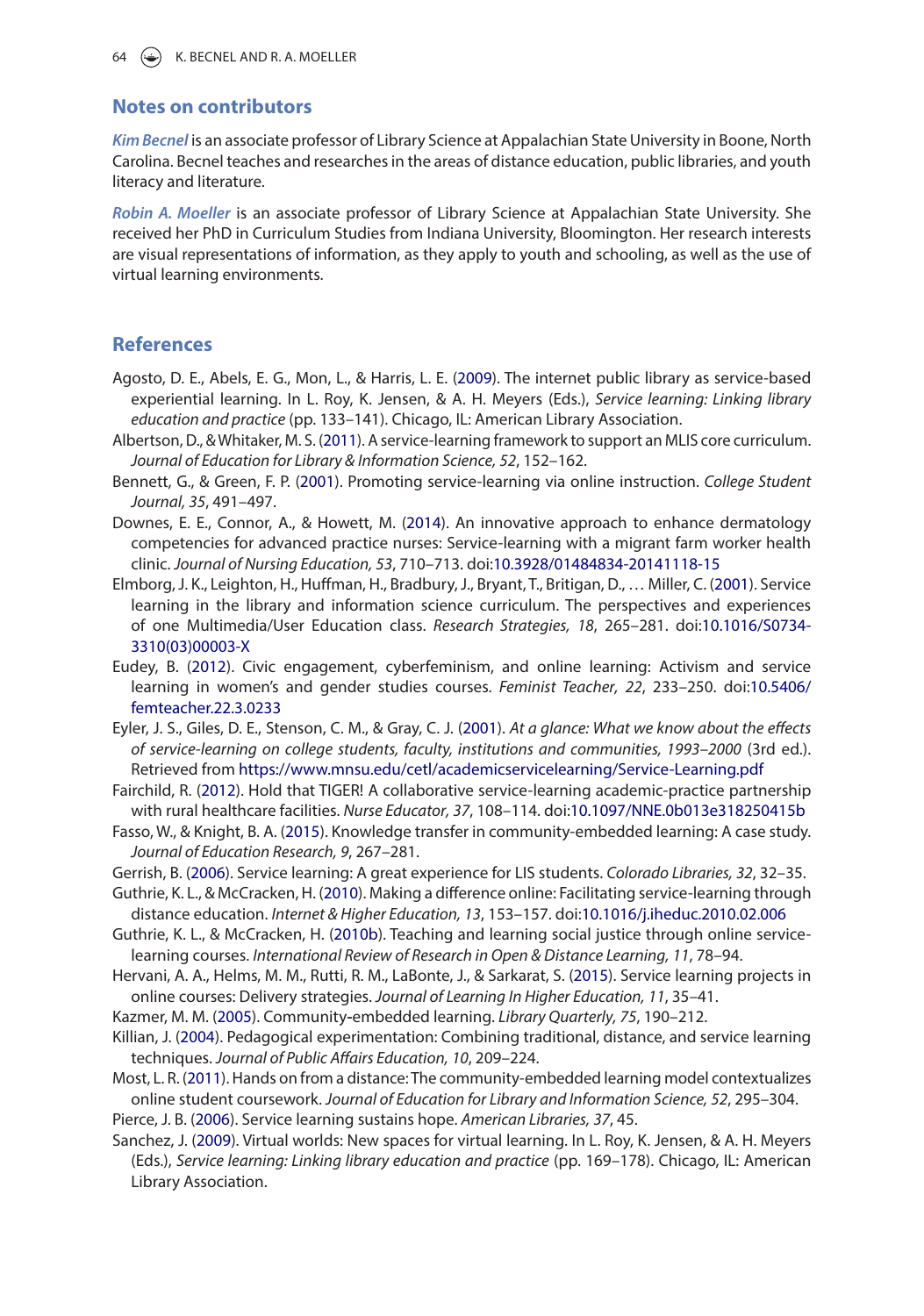## Notes on contributors

***Kim Becnel*** is an associate professor of Library Science at Appalachian State University in Boone, North Carolina. Becnel teaches and researches in the areas of distance education, public libraries, and youth literacy and literature.

***Robin A. Moeller*** is an associate professor of Library Science at Appalachian State University. She received her PhD in Curriculum Studies from Indiana University, Bloomington. Her research interests are visual representations of information, as they apply to youth and schooling, as well as the use of virtual learning environments.

## References

Agosto, D. E., Abels, E. G., Mon, L., & Harris, L. E. (2009). The internet public library as service-based experiential learning. In L. Roy, K. Jensen, & A. H. Meyers (Eds.), *Service learning: Linking library education and practice* (pp. 133–141). Chicago, IL: American Library Association.

Albertson, D., & Whitaker, M. S. (2011). A service-learning framework to support an MLIS core curriculum. *Journal of Education for Library & Information Science, 52*, 152–162.

Bennett, G., & Green, F. P. (2001). Promoting service-learning via online instruction. *College Student Journal, 35*, 491–497.

Downes, E. E., Connor, A., & Howett, M. (2014). An innovative approach to enhance dermatology competencies for advanced practice nurses: Service-learning with a migrant farm worker health clinic. *Journal of Nursing Education, 53*, 710–713. doi:10.3928/01484834-20141118-15

Elmborg, J. K., Leighton, H., Huffman, H., Bradbury, J., Bryant, T., Britigan, D., … Miller, C. (2001). Service learning in the library and information science curriculum. The perspectives and experiences of one Multimedia/User Education class. *Research Strategies, 18*, 265–281. doi:10.1016/S0734-3310(03)00003-X

Eudey, B. (2012). Civic engagement, cyberfeminism, and online learning: Activism and service learning in women's and gender studies courses. *Feminist Teacher, 22*, 233–250. doi:10.5406/femteacher.22.3.0233

Eyler, J. S., Giles, D. E., Stenson, C. M., & Gray, C. J. (2001). *At a glance: What we know about the effects of service-learning on college students, faculty, institutions and communities, 1993–2000* (3rd ed.). Retrieved from https://www.mnsu.edu/cetl/academicservicelearning/Service-Learning.pdf

Fairchild, R. (2012). Hold that TIGER! A collaborative service-learning academic-practice partnership with rural healthcare facilities. *Nurse Educator, 37*, 108–114. doi:10.1097/NNE.0b013e318250415b

Fasso, W., & Knight, B. A. (2015). Knowledge transfer in community-embedded learning: A case study. *Journal of Education Research, 9*, 267–281.

Gerrish, B. (2006). Service learning: A great experience for LIS students. *Colorado Libraries, 32*, 32–35.

Guthrie, K. L., & McCracken, H. (2010). Making a difference online: Facilitating service-learning through distance education. *Internet & Higher Education, 13*, 153–157. doi:10.1016/j.iheduc.2010.02.006

Guthrie, K. L., & McCracken, H. (2010b). Teaching and learning social justice through online service-learning courses. *International Review of Research in Open & Distance Learning, 11*, 78–94.

Hervani, A. A., Helms, M. M., Rutti, R. M., LaBonte, J., & Sarkarat, S. (2015). Service learning projects in online courses: Delivery strategies. *Journal of Learning In Higher Education, 11*, 35–41.

Kazmer, M. M. (2005). Community-embedded learning. *Library Quarterly, 75*, 190–212.

Killian, J. (2004). Pedagogical experimentation: Combining traditional, distance, and service learning techniques. *Journal of Public Affairs Education, 10*, 209–224.

Most, L. R. (2011). Hands on from a distance: The community-embedded learning model contextualizes online student coursework. *Journal of Education for Library and Information Science, 52*, 295–304.

Pierce, J. B. (2006). Service learning sustains hope. *American Libraries, 37*, 45.

Sanchez, J. (2009). Virtual worlds: New spaces for virtual learning. In L. Roy, K. Jensen, & A. H. Meyers (Eds.), *Service learning: Linking library education and practice* (pp. 169–178). Chicago, IL: American Library Association.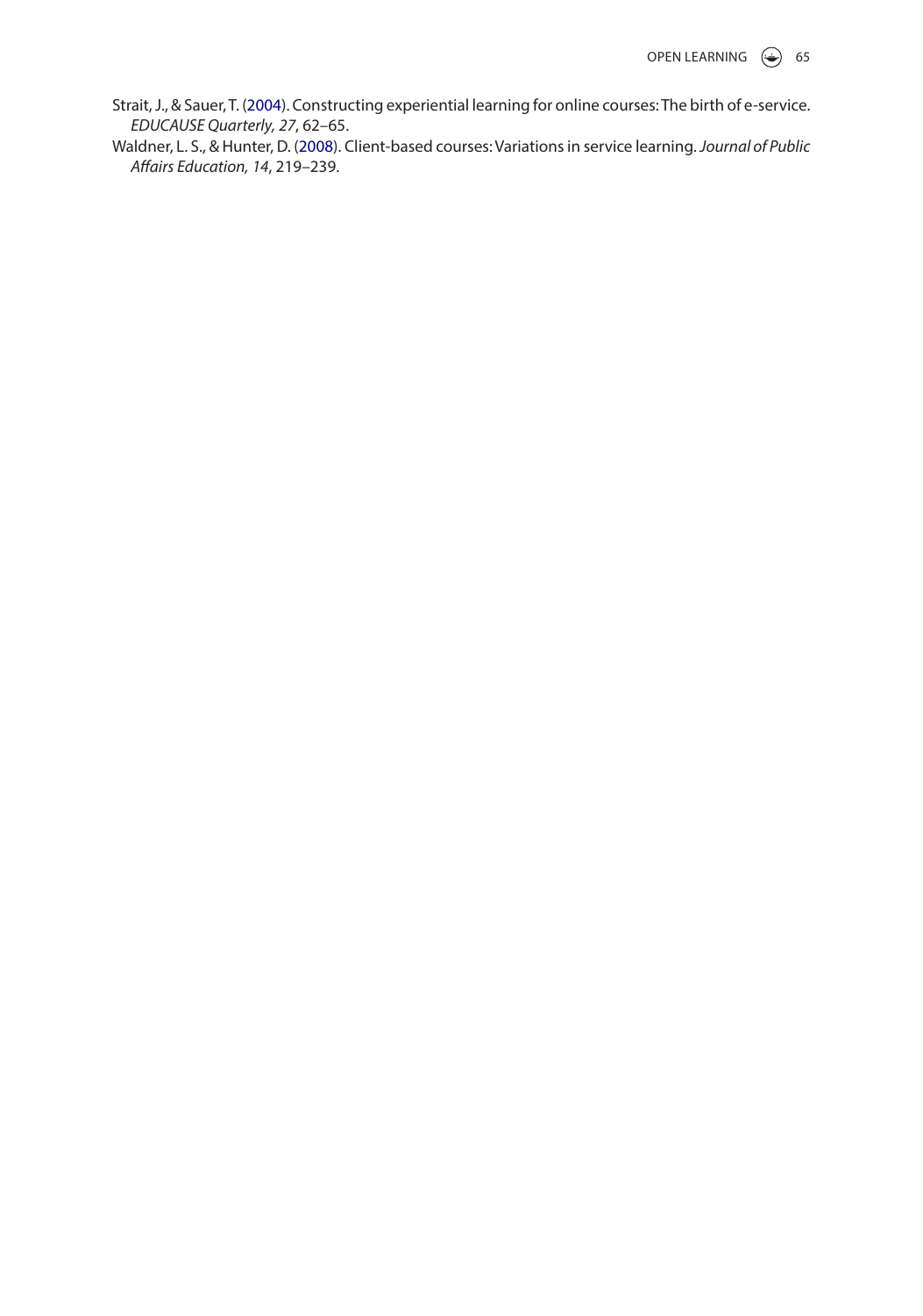Strait, J., & Sauer, T. (2004). Constructing experiential learning for online courses: The birth of e-service. *EDUCAUSE Quarterly, 27*, 62–65.

Waldner, L. S., & Hunter, D. (2008). Client-based courses: Variations in service learning. *Journal of Public Affairs Education, 14*, 219–239.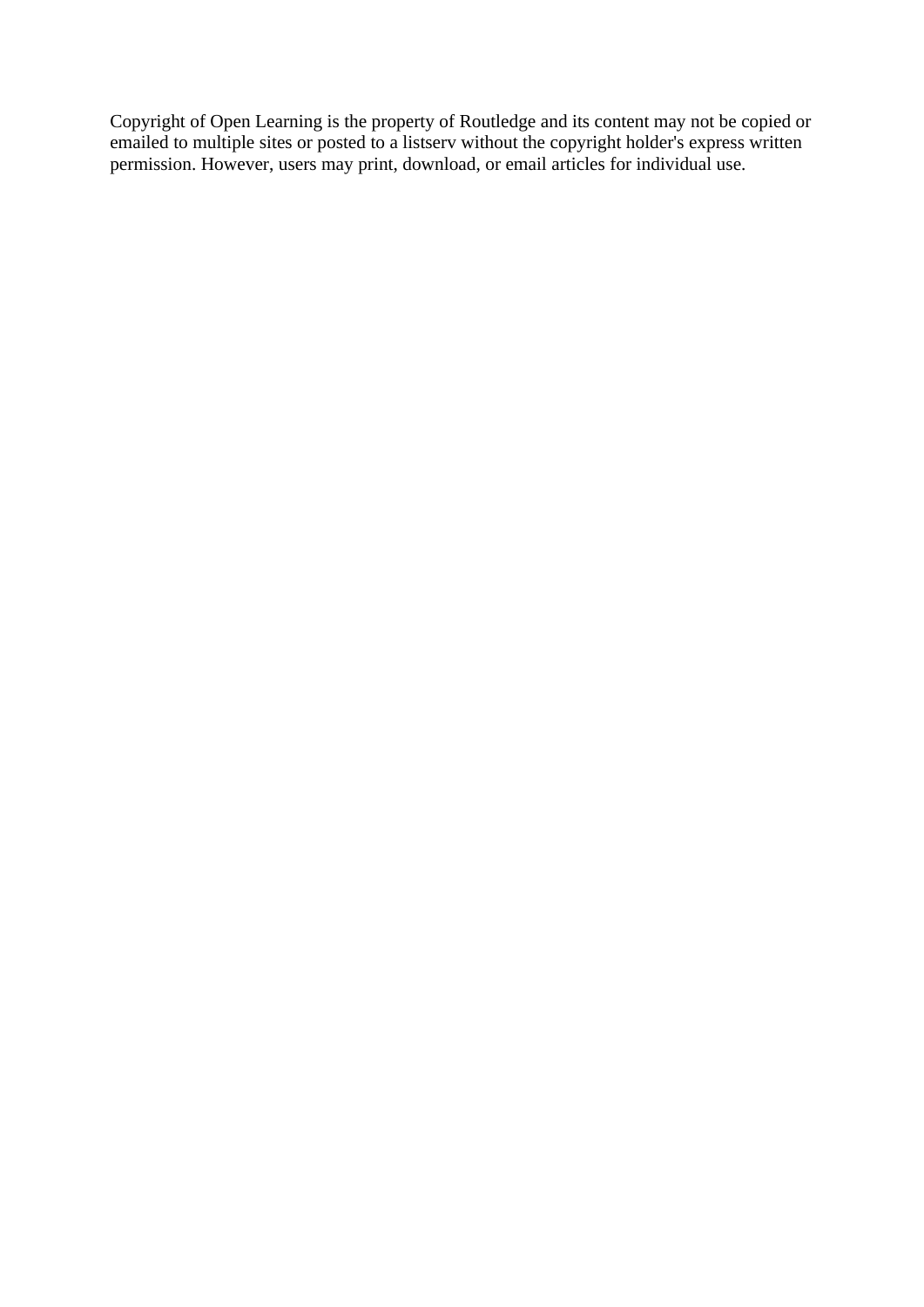Copyright of Open Learning is the property of Routledge and its content may not be copied or emailed to multiple sites or posted to a listserv without the copyright holder's express written permission. However, users may print, download, or email articles for individual use.